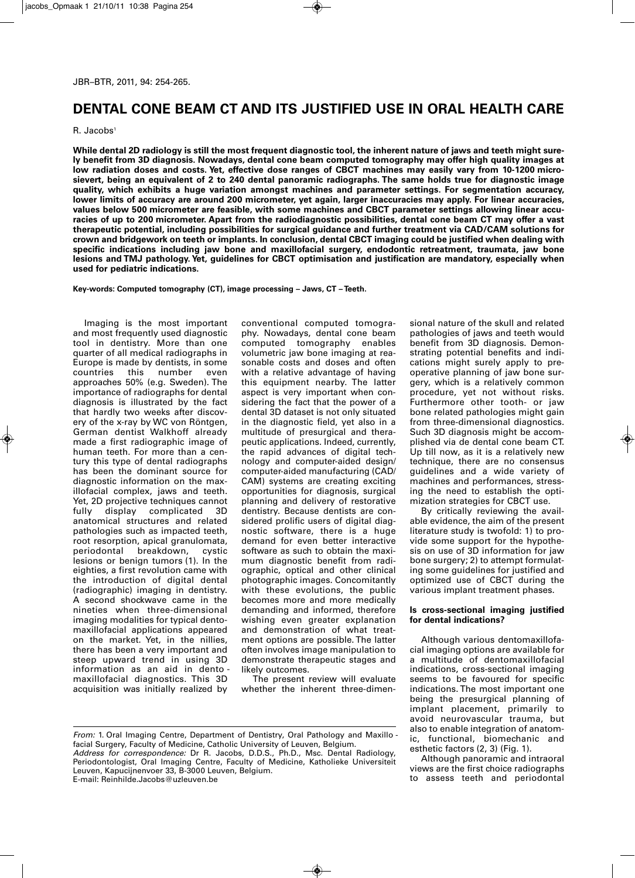# DENTAL CONE BEAM CT AND ITS JUSTIFIED USE IN ORAL HEALTH CARE

R. Jacobs[1]

**While dental 2D radiology is still the most frequent diagnostic tool, the inherent nature of jaws and teeth might surely benefit from 3D diagnosis. Nowadays, dental cone beam computed tomography may offer high quality images at low radiation doses and costs. Yet, effective dose ranges of CBCT machines may easily vary from 10-1200 microsievert, being an equivalent of 2 to 240 dental panoramic radiographs. The same holds true for diagnostic image quality, which exhibits a huge variation amongst machines and parameter settings. For segmentation accuracy, lower limits of accuracy are around 200 micrometer, yet again, larger inaccuracies may apply. For linear accuracies, values below 500 micrometer are feasible, with some machines and CBCT parameter settings allowing linear accuracies of up to 200 micrometer. Apart from the radiodiagnostic possibilities, dental cone beam CT may offer a vast therapeutic potential, including possibilities for surgical guidance and further treatment via CAD/CAM solutions for crown and bridgework on teeth or implants. In conclusion, dental CBCT imaging could be justified when dealing with specific indications including jaw bone and maxillofacial surgery, endodontic retreatment, traumata, jaw bone lesions and TMJ pathology. Yet, guidelines for CBCT optimisation and justification are mandatory, especially when used for pediatric indications.**

**Key-words: Computed tomography (CT), image processing – Jaws, CT – Teeth.**

Imaging is the most important and most frequently used diagnostic tool in dentistry. More than one quarter of all medical radiographs in Europe is made by dentists, in some countries this number even approaches 50% (e.g. Sweden). The importance of radiographs for dental diagnosis is illustrated by the fact that hardly two weeks after discovery of the x-ray by WC von Röntgen, German dentist Walkhoff already made a first radiographic image of human teeth. For more than a century this type of dental radiographs has been the dominant source for diagnostic information on the maxillofacial complex, jaws and teeth. Yet, 2D projective techniques cannot fully display complicated 3D anatomical structures and related pathologies such as impacted teeth, root resorption, apical granulomata, periodontal breakdown, cystic lesions or benign tumors (1). In the eighties, a first revolution came with the introduction of digital dental (radiographic) imaging in dentistry. A second shockwave came in the nineties when three-dimensional imaging modalities for typical dentomaxillofacial applications appeared on the market. Yet, in the nillies, there has been a very important and steep upward trend in using 3D information as an aid in dento-maxillofacial diagnostics. This 3D acquisition was initially realized by conventional computed tomography. Nowadays, dental cone beam computed tomography enables volumetric jaw bone imaging at reasonable costs and doses and often with a relative advantage of having this equipment nearby. The latter aspect is very important when considering the fact that the power of a dental 3D dataset is not only situated in the diagnostic field, yet also in a multitude of presurgical and therapeutic applications. Indeed, currently, the rapid advances of digital technology and computer-aided design/computer-aided manufacturing (CAD/CAM) systems are creating exciting opportunities for diagnosis, surgical planning and delivery of restorative dentistry. Because dentists are considered prolific users of digital diagnostic software, there is a huge demand for even better interactive software as such to obtain the maximum diagnostic benefit from radiographic, optical and other clinical photographic images. Concomitantly with these evolutions, the public becomes more and more medically demanding and informed, therefore wishing even greater explanation and demonstration of what treatment options are possible. The latter often involves image manipulation to demonstrate therapeutic stages and likely outcomes.

The present review will evaluate whether the inherent three-dimensional nature of the skull and related pathologies of jaws and teeth would benefit from 3D diagnosis. Demonstrating potential benefits and indications might surely apply to preoperative planning of jaw bone surgery, which is a relatively common procedure, yet not without risks. Furthermore other tooth- or jaw bone related pathologies might gain from three-dimensional diagnostics. Such 3D diagnosis might be accomplished via de dental cone beam CT. Up till now, as it is a relatively new technique, there are no consensus guidelines and a wide variety of machines and performances, stressing the need to establish the optimization strategies for CBCT use.

By critically reviewing the available evidence, the aim of the present literature study is twofold: 1) to provide some support for the hypothesis on use of 3D information for jaw bone surgery; 2) to attempt formulating some guidelines for justified and optimized use of CBCT during the various implant treatment phases.

## Is cross-sectional imaging justified for dental indications?

Although various dentomaxillofacial imaging options are available for a multitude of dentomaxillofacial indications, cross-sectional imaging seems to be favoured for specific indications. The most important one being the presurgical planning of implant placement, primarily to avoid neurovascular trauma, but also to enable integration of anatomic, functional, biomechanic and esthetic factors (2, 3) (Fig. 1).

Although panoramic and intraoral views are the first choice radiographs to assess teeth and periodontal

*From:* 1. Oral Imaging Centre, Department of Dentistry, Oral Pathology and Maxillo-facial Surgery, Faculty of Medicine, Catholic University of Leuven, Belgium.
*Address for correspondence:* Dr R. Jacobs, D.D.S., Ph.D., Msc. Dental Radiology, Periodontologist, Oral Imaging Centre, Faculty of Medicine, Katholieke Universiteit Leuven, Kapucijnenvoer 33, B-3000 Leuven, Belgium.
E-mail: Reinhilde.Jacobs@uzleuven.be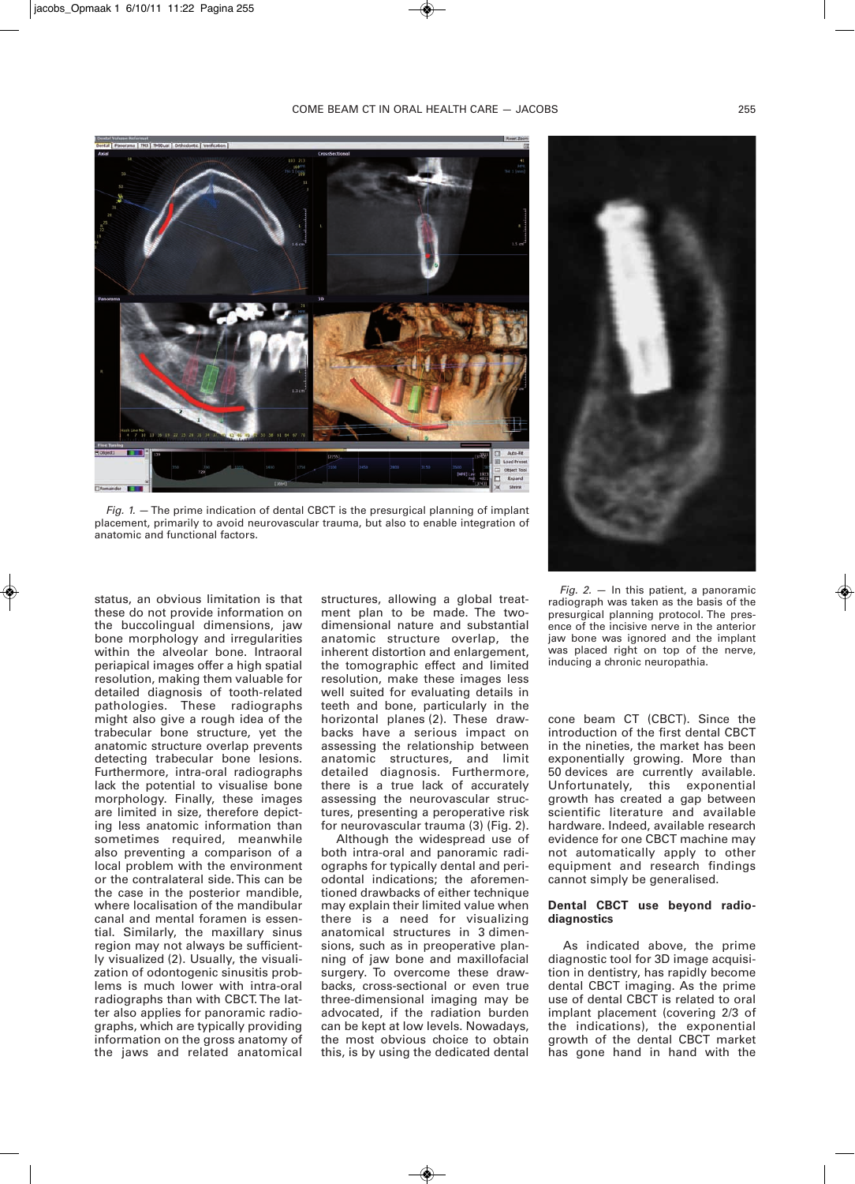*Fig. 1.* — The prime indication of dental CBCT is the presurgical planning of implant placement, primarily to avoid neurovascular trauma, but also to enable integration of anatomic and functional factors.

*Fig. 2.* — In this patient, a panoramic radiograph was taken as the basis of the presurgical planning protocol. The presence of the incisive nerve in the anterior jaw bone was ignored and the implant was placed right on top of the nerve, inducing a chronic neuropathia.

status, an obvious limitation is that these do not provide information on the buccolingual dimensions, jaw bone morphology and irregularities within the alveolar bone. Intraoral periapical images offer a high spatial resolution, making them valuable for detailed diagnosis of tooth-related pathologies. These radiographs might also give a rough idea of the trabecular bone structure, yet the anatomic structure overlap prevents detecting trabecular bone lesions. Furthermore, intra-oral radiographs lack the potential to visualise bone morphology. Finally, these images are limited in size, therefore depicting less anatomic information than sometimes required, meanwhile also preventing a comparison of a local problem with the environment or the contralateral side. This can be the case in the posterior mandible, where localisation of the mandibular canal and mental foramen is essential. Similarly, the maxillary sinus region may not always be sufficiently visualized (2). Usually, the visualization of odontogenic sinusitis problems is much lower with intra-oral radiographs than with CBCT. The latter also applies for panoramic radiographs, which are typically providing information on the gross anatomy of the jaws and related anatomical structures, allowing a global treatment plan to be made. The two-dimensional nature and substantial anatomic structure overlap, the inherent distortion and enlargement, the tomographic effect and limited resolution, make these images less well suited for evaluating details in teeth and bone, particularly in the horizontal planes (2). These drawbacks have a serious impact on assessing the relationship between anatomic structures, and limit detailed diagnosis. Furthermore, there is a true lack of accurately assessing the neurovascular structures, presenting a peroperative risk for neurovascular trauma (3) (Fig. 2).

Although the widespread use of both intra-oral and panoramic radiographs for typically dental and periodontal indications; the aforementioned drawbacks of either technique may explain their limited value when there is a need for visualizing anatomical structures in 3 dimensions, such as in preoperative planning of jaw bone and maxillofacial surgery. To overcome these drawbacks, cross-sectional or even true three-dimensional imaging may be advocated, if the radiation burden can be kept at low levels. Nowadays, the most obvious choice to obtain this, is by using the dedicated dental cone beam CT (CBCT). Since the introduction of the first dental CBCT in the nineties, the market has been exponentially growing. More than 50 devices are currently available. Unfortunately, this exponential growth has created a gap between scientific literature and available hardware. Indeed, available research evidence for one CBCT machine may not automatically apply to other equipment and research findings cannot simply be generalised.

## Dental CBCT use beyond radiodiagnostics

As indicated above, the prime diagnostic tool for 3D image acquisition in dentistry, has rapidly become dental CBCT imaging. As the prime use of dental CBCT is related to oral implant placement (covering 2/3 of the indications), the exponential growth of the dental CBCT market has gone hand in hand with the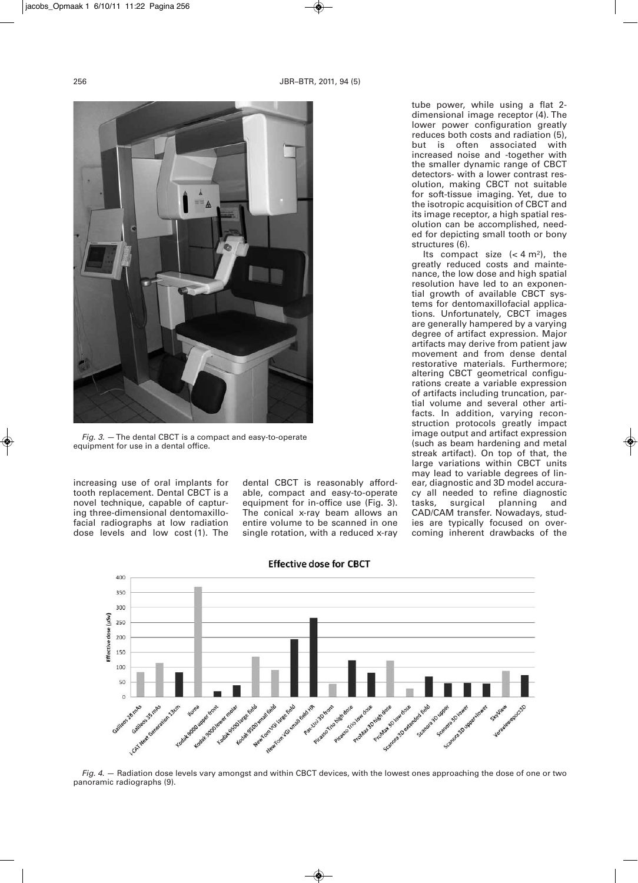*Fig. 3.* — The dental CBCT is a compact and easy-to-operate equipment for use in a dental office.

increasing use of oral implants for tooth replacement. Dental CBCT is a novel technique, capable of capturing three-dimensional dentomaxillofacial radiographs at low radiation dose levels and low cost (1). The dental CBCT is reasonably affordable, compact and easy-to-operate equipment for in-office use (Fig. 3). The conical x-ray beam allows an entire volume to be scanned in one single rotation, with a reduced x-ray tube power, while using a flat 2-dimensional image receptor (4). The lower power configuration greatly reduces both costs and radiation (5), but is often associated with increased noise and -together with the smaller dynamic range of CBCT detectors- with a lower contrast resolution, making CBCT not suitable for soft-tissue imaging. Yet, due to the isotropic acquisition of CBCT and its image receptor, a high spatial resolution can be accomplished, needed for depicting small tooth or bony structures (6).

Its compact size ($< 4$ m$^2$), the greatly reduced costs and maintenance, the low dose and high spatial resolution have led to an exponential growth of available CBCT systems for dentomaxillofacial applications. Unfortunately, CBCT images are generally hampered by a varying degree of artifact expression. Major artifacts may derive from patient jaw movement and from dense dental restorative materials. Furthermore; altering CBCT geometrical configurations create a variable expression of artifacts including truncation, partial volume and several other artifacts. In addition, varying reconstruction protocols greatly impact image output and artifact expression (such as beam hardening and metal streak artifact). On top of that, the large variations within CBCT units may lead to variable degrees of linear, diagnostic and 3D model accuracy all needed to refine diagnostic tasks, surgical planning and CAD/CAM transfer. Nowadays, studies are typically focused on overcoming inherent drawbacks of the

*Fig. 4.* — Radiation dose levels vary amongst and within CBCT devices, with the lowest ones approaching the dose of one or two panoramic radiographs (9).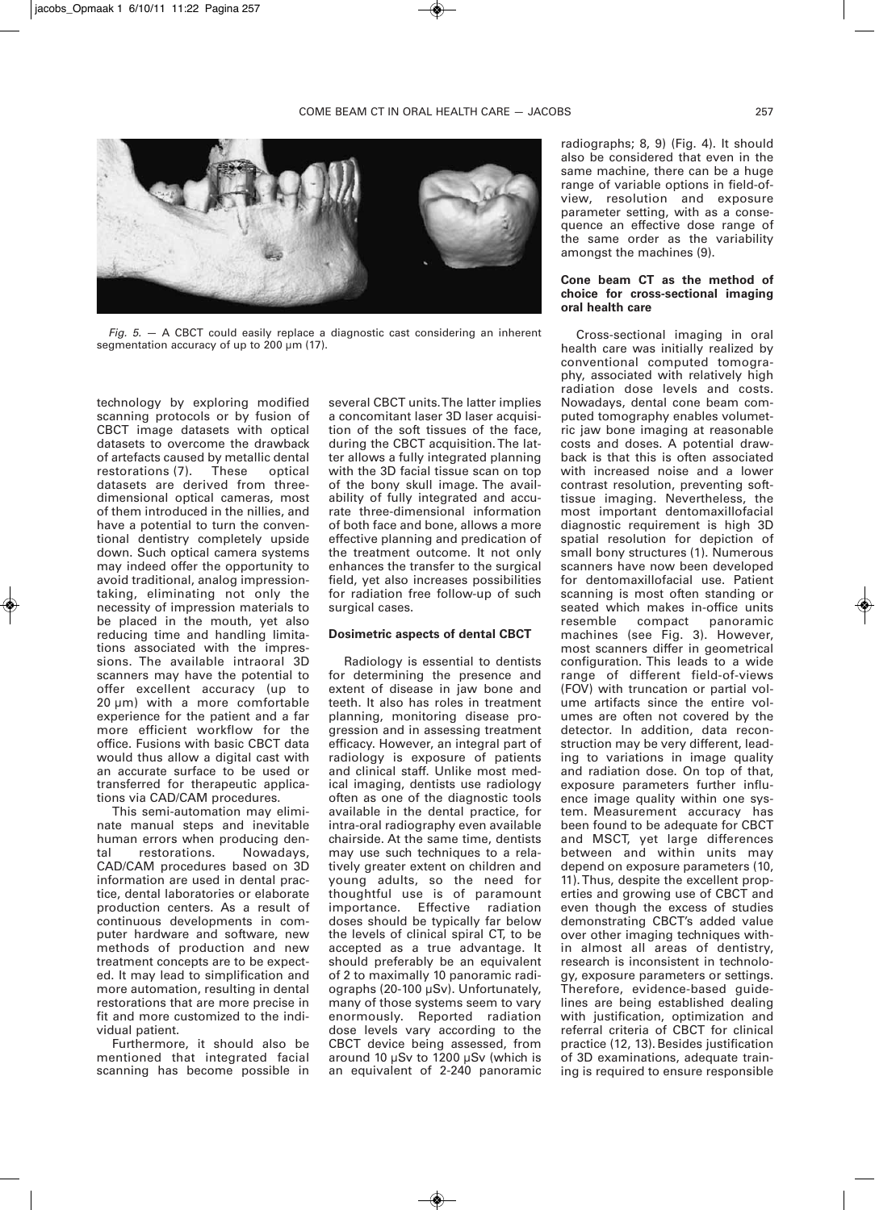*Fig. 5.* — A CBCT could easily replace a diagnostic cast considering an inherent segmentation accuracy of up to 200 µm (17).

technology by exploring modified scanning protocols or by fusion of CBCT image datasets with optical datasets to overcome the drawback of artefacts caused by metallic dental restorations (7). These optical datasets are derived from three-dimensional optical cameras, most of them introduced in the nillies, and have a potential to turn the conventional dentistry completely upside down. Such optical camera systems may indeed offer the opportunity to avoid traditional, analog impression-taking, eliminating not only the necessity of impression materials to be placed in the mouth, yet also reducing time and handling limitations associated with the impressions. The available intraoral 3D scanners may have the potential to offer excellent accuracy (up to 20 µm) with a more comfortable experience for the patient and a far more efficient workflow for the office. Fusions with basic CBCT data would thus allow a digital cast with an accurate surface to be used or transferred for therapeutic applications via CAD/CAM procedures.

This semi-automation may eliminate manual steps and inevitable human errors when producing dental restorations. Nowadays, CAD/CAM procedures based on 3D information are used in dental practice, dental laboratories or elaborate production centers. As a result of continuous developments in computer hardware and software, new methods of production and new treatment concepts are to be expected. It may lead to simplification and more automation, resulting in dental restorations that are more precise in fit and more customized to the individual patient.

Furthermore, it should also be mentioned that integrated facial scanning has become possible in several CBCT units. The latter implies a concomitant laser 3D laser acquisition of the soft tissues of the face, during the CBCT acquisition. The latter allows a fully integrated planning with the 3D facial tissue scan on top of the bony skull image. The availability of fully integrated and accurate three-dimensional information of both face and bone, allows a more effective planning and predication of the treatment outcome. It not only enhances the transfer to the surgical field, yet also increases possibilities for radiation free follow-up of such surgical cases.

#### Dosimetric aspects of dental CBCT

Radiology is essential to dentists for determining the presence and extent of disease in jaw bone and teeth. It also has roles in treatment planning, monitoring disease progression and in assessing treatment efficacy. However, an integral part of radiology is exposure of patients and clinical staff. Unlike most medical imaging, dentists use radiology often as one of the diagnostic tools available in the dental practice, for intra-oral radiography even available chairside. At the same time, dentists may use such techniques to a relatively greater extent on children and young adults, so the need for thoughtful use is of paramount importance. Effective radiation doses should be typically far below the levels of clinical spiral CT, to be accepted as a true advantage. It should preferably be an equivalent of 2 to maximally 10 panoramic radiographs (20-100 µSv). Unfortunately, many of those systems seem to vary enormously. Reported radiation dose levels vary according to the CBCT device being assessed, from around 10 µSv to 1200 µSv (which is an equivalent of 2-240 panoramic radiographs; 8, 9) (Fig. 4). It should also be considered that even in the same machine, there can be a huge range of variable options in field-of-view, resolution and exposure parameter setting, with as a consequence an effective dose range of the same order as the variability amongst the machines (9).

#### Cone beam CT as the method of choice for cross-sectional imaging oral health care

Cross-sectional imaging in oral health care was initially realized by conventional computed tomography, associated with relatively high radiation dose levels and costs. Nowadays, dental cone beam computed tomography enables volumetric jaw bone imaging at reasonable costs and doses. A potential drawback is that this is often associated with increased noise and a lower contrast resolution, preventing soft-tissue imaging. Nevertheless, the most important dentomaxillofacial diagnostic requirement is high 3D spatial resolution for depiction of small bony structures (1). Numerous scanners have now been developed for dentomaxillofacial use. Patient scanning is most often standing or seated which makes in-office units resemble compact panoramic machines (see Fig. 3). However, most scanners differ in geometrical configuration. This leads to a wide range of different field-of-views (FOV) with truncation or partial volume artifacts since the entire volumes are often not covered by the detector. In addition, data reconstruction may be very different, leading to variations in image quality and radiation dose. On top of that, exposure parameters further influence image quality within one system. Measurement accuracy has been found to be adequate for CBCT and MSCT, yet large differences between and within units may depend on exposure parameters (10, 11). Thus, despite the excellent properties and growing use of CBCT and even though the excess of studies demonstrating CBCT's added value over other imaging techniques within almost all areas of dentistry, research is inconsistent in technology, exposure parameters or settings. Therefore, evidence-based guidelines are being established dealing with justification, optimization and referral criteria of CBCT for clinical practice (12, 13). Besides justification of 3D examinations, adequate training is required to ensure responsible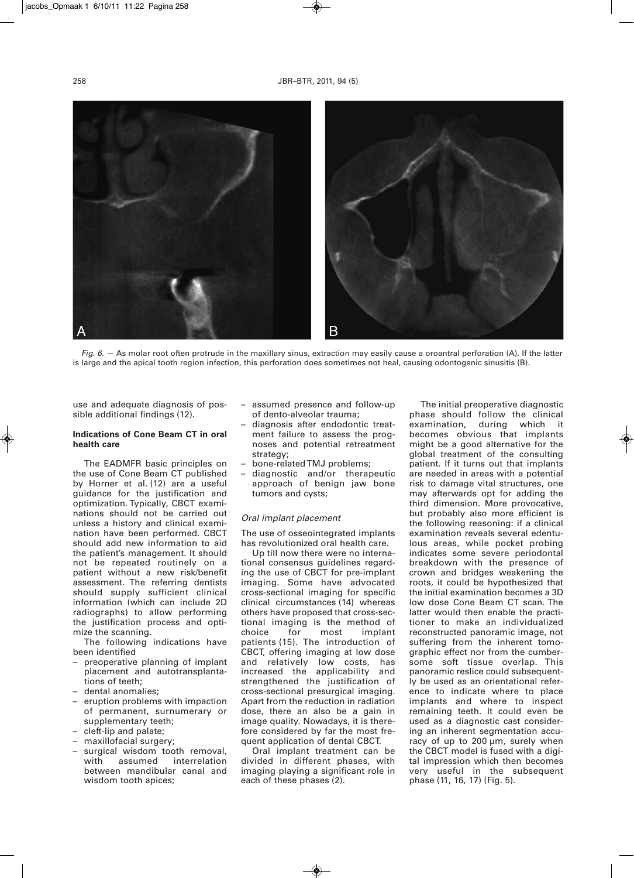*Fig. 6.* — As molar root often protrude in the maxillary sinus, extraction may easily cause a oroantral perforation (A). If the latter is large and the apical tooth region infection, this perforation does sometimes not heal, causing odontogenic sinusitis (B).

use and adequate diagnosis of possible additional findings (12).

**Indications of Cone Beam CT in oral health care**

The EADMFR basic principles on the use of Cone Beam CT published by Horner et al. (12) are a useful guidance for the justification and optimization. Typically, CBCT examinations should not be carried out unless a history and clinical examination have been performed. CBCT should add new information to aid the patient's management. It should not be repeated routinely on a patient without a new risk/benefit assessment. The referring dentists should supply sufficient clinical information (which can include 2D radiographs) to allow performing the justification process and optimize the scanning.

The following indications have been identified

- preoperative planning of implant placement and autotransplantations of teeth;
- dental anomalies;
- eruption problems with impaction of permanent, surnumerary or supplementary teeth;
- cleft-lip and palate;
- maxillofacial surgery;
- surgical wisdom tooth removal, with assumed interrelation between mandibular canal and wisdom tooth apices;
- assumed presence and follow-up of dento-alveolar trauma;
- diagnosis after endodontic treatment failure to assess the prognoses and potential retreatment strategy;
- bone-related TMJ problems;
- diagnostic and/or therapeutic approach of benign jaw bone tumors and cysts;

*Oral implant placement*

The use of osseointegrated implants has revolutionized oral health care.

Up till now there were no international consensus guidelines regarding the use of CBCT for pre-implant imaging. Some have advocated cross-sectional imaging for specific clinical circumstances (14) whereas others have proposed that cross-sectional imaging is the method of choice for most implant patients (15). The introduction of CBCT, offering imaging at low dose and relatively low costs, has increased the applicability and strengthened the justification of cross-sectional presurgical imaging. Apart from the reduction in radiation dose, there an also be a gain in image quality. Nowadays, it is therefore considered by far the most frequent application of dental CBCT.

Oral implant treatment can be divided in different phases, with imaging playing a significant role in each of these phases (2).

The initial preoperative diagnostic phase should follow the clinical examination, during which it becomes obvious that implants might be a good alternative for the global treatment of the consulting patient. If it turns out that implants are needed in areas with a potential risk to damage vital structures, one may afterwards opt for adding the third dimension. More provocative, but probably also more efficient is the following reasoning: if a clinical examination reveals several edentulous areas, while pocket probing indicates some severe periodontal breakdown with the presence of crown and bridges weakening the roots, it could be hypothesized that the initial examination becomes a 3D low dose Cone Beam CT scan. The latter would then enable the practitioner to make an individualized reconstructed panoramic image, not suffering from the inherent tomographic effect nor from the cumbersome soft tissue overlap. This panoramic reslice could subsequently be used as an orientational reference to indicate where to place implants and where to inspect remaining teeth. It could even be used as a diagnostic cast considering an inherent segmentation accuracy of up to 200 µm, surely when the CBCT model is fused with a digital impression which then becomes very useful in the subsequent phase (11, 16, 17) (Fig. 5).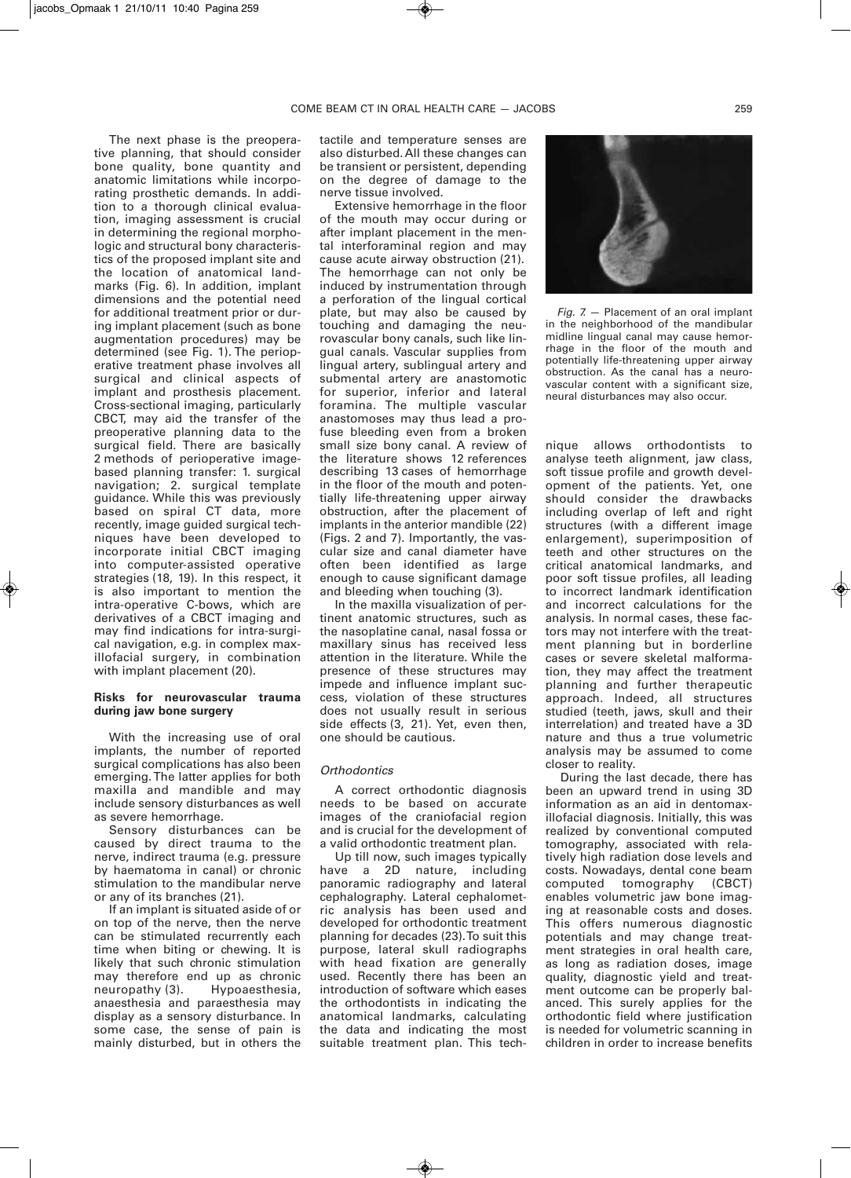The next phase is the preoperative planning, that should consider bone quality, bone quantity and anatomic limitations while incorporating prosthetic demands. In addition to a thorough clinical evaluation, imaging assessment is crucial in determining the regional morphologic and structural bony characteristics of the proposed implant site and the location of anatomical landmarks (Fig. 6). In addition, implant dimensions and the potential need for additional treatment prior or during implant placement (such as bone augmentation procedures) may be determined (see Fig. 1). The perioperative treatment phase involves all surgical and clinical aspects of implant and prosthesis placement. Cross-sectional imaging, particularly CBCT, may aid the transfer of the preoperative planning data to the surgical field. There are basically 2 methods of perioperative image-based planning transfer: 1. surgical navigation; 2. surgical template guidance. While this was previously based on spiral CT data, more recently, image guided surgical techniques have been developed to incorporate initial CBCT imaging into computer-assisted operative strategies (18, 19). In this respect, it is also important to mention the intra-operative C-bows, which are derivatives of a CBCT imaging and may find indications for intra-surgical navigation, e.g. in complex maxillofacial surgery, in combination with implant placement (20).

**Risks for neurovascular trauma during jaw bone surgery**

With the increasing use of oral implants, the number of reported surgical complications has also been emerging. The latter applies for both maxilla and mandible and may include sensory disturbances as well as severe hemorrhage.

Sensory disturbances can be caused by direct trauma to the nerve, indirect trauma (e.g. pressure by haematoma in canal) or chronic stimulation to the mandibular nerve or any of its branches (21).

If an implant is situated aside of or on top of the nerve, then the nerve can be stimulated recurrently each time when biting or chewing. It is likely that such chronic stimulation may therefore end up as chronic neuropathy (3). Hypoaesthesia, anaesthesia and paraesthesia may display as a sensory disturbance. In some case, the sense of pain is mainly disturbed, but in others the tactile and temperature senses are also disturbed. All these changes can be transient or persistent, depending on the degree of damage to the nerve tissue involved.

Extensive hemorrhage in the floor of the mouth may occur during or after implant placement in the mental interforaminal region and may cause acute airway obstruction (21). The hemorrhage can not only be induced by instrumentation through a perforation of the lingual cortical plate, but may also be caused by touching and damaging the neurovascular bony canals, such like lingual canals. Vascular supplies from lingual artery, sublingual artery and submental artery are anastomotic for superior, inferior and lateral foramina. The multiple vascular anastomoses may thus lead a profuse bleeding even from a broken small size bony canal. A review of the literature shows 12 references describing 13 cases of hemorrhage in the floor of the mouth and potentially life-threatening upper airway obstruction, after the placement of implants in the anterior mandible (22) (Figs. 2 and 7). Importantly, the vascular size and canal diameter have often been identified as large enough to cause significant damage and bleeding when touching (3).

In the maxilla visualization of pertinent anatomic structures, such as the nasoplatine canal, nasal fossa or maxillary sinus has received less attention in the literature. While the presence of these structures may impede and influence implant success, violation of these structures does not usually result in serious side effects (3, 21). Yet, even then, one should be cautious.

*Fig. 7.* — Placement of an oral implant in the neighborhood of the mandibular midline lingual canal may cause hemorrhage in the floor of the mouth and potentially life-threatening upper airway obstruction. As the canal has a neurovascular content with a significant size, neural disturbances may also occur.

### *Orthodontics*

A correct orthodontic diagnosis needs to be based on accurate images of the craniofacial region and is crucial for the development of a valid orthodontic treatment plan.

Up till now, such images typically have a 2D nature, including panoramic radiography and lateral cephalography. Lateral cephalometric analysis has been used and developed for orthodontic treatment planning for decades (23). To suit this purpose, lateral skull radiographs with head fixation are generally used. Recently there has been an introduction of software which eases the orthodontists in indicating the anatomical landmarks, calculating the data and indicating the most suitable treatment plan. This technique allows orthodontists to analyse teeth alignment, jaw class, soft tissue profile and growth development of the patients. Yet, one should consider the drawbacks including overlap of left and right structures (with a different image enlargement), superimposition of teeth and other structures on the critical anatomical landmarks, and poor soft tissue profiles, all leading to incorrect landmark identification and incorrect calculations for the analysis. In normal cases, these factors may not interfere with the treatment planning but in borderline cases or severe skeletal malformation, they may affect the treatment planning and further therapeutic approach. Indeed, all structures studied (teeth, jaws, skull and their interrelation) and treated have a 3D nature and thus a true volumetric analysis may be assumed to come closer to reality.

During the last decade, there has been an upward trend in using 3D information as an aid in dentomaxillofacial diagnosis. Initially, this was realized by conventional computed tomography, associated with relatively high radiation dose levels and costs. Nowadays, dental cone beam computed tomography (CBCT) enables volumetric jaw bone imaging at reasonable costs and doses. This offers numerous diagnostic potentials and may change treatment strategies in oral health care, as long as radiation doses, image quality, diagnostic yield and treatment outcome can be properly balanced. This surely applies for the orthodontic field where justification is needed for volumetric scanning in children in order to increase benefits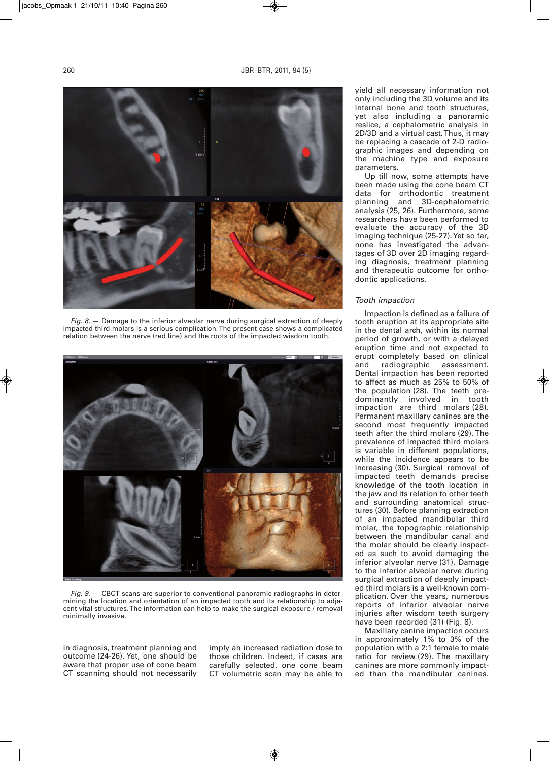Fig. 8. — Damage to the inferior alveolar nerve during surgical extraction of deeply impacted third molars is a serious complication. The present case shows a complicated relation between the nerve (red line) and the roots of the impacted wisdom tooth.

Fig. 9. — CBCT scans are superior to conventional panoramic radiographs in determining the location and orientation of an impacted tooth and its relationship to adjacent vital structures. The information can help to make the surgical exposure / removal minimally invasive.

in diagnosis, treatment planning and outcome (24-26). Yet, one should be aware that proper use of cone beam CT scanning should not necessarily imply an increased radiation dose to those children. Indeed, if cases are carefully selected, one cone beam CT volumetric scan may be able to yield all necessary information not only including the 3D volume and its internal bone and tooth structures, yet also including a panoramic reslice, a cephalometric analysis in 2D/3D and a virtual cast. Thus, it may be replacing a cascade of 2-D radiographic images and depending on the machine type and exposure parameters.

Up till now, some attempts have been made using the cone beam CT data for orthodontic treatment planning and 3D-cephalometric analysis (25, 26). Furthermore, some researchers have been performed to evaluate the accuracy of the 3D imaging technique (25-27). Yet so far, none has investigated the advantages of 3D over 2D imaging regarding diagnosis, treatment planning and therapeutic outcome for orthodontic applications.

*Tooth impaction*

Impaction is defined as a failure of tooth eruption at its appropriate site in the dental arch, within its normal period of growth, or with a delayed eruption time and not expected to erupt completely based on clinical and radiographic assessment. Dental impaction has been reported to affect as much as 25% to 50% of the population (28). The teeth predominantly involved in tooth impaction are third molars (28). Permanent maxillary canines are the second most frequently impacted teeth after the third molars (29). The prevalence of impacted third molars is variable in different populations, while the incidence appears to be increasing (30). Surgical removal of impacted teeth demands precise knowledge of the tooth location in the jaw and its relation to other teeth and surrounding anatomical structures (30). Before planning extraction of an impacted mandibular third molar, the topographic relationship between the mandibular canal and the molar should be clearly inspected as such to avoid damaging the inferior alveolar nerve (31). Damage to the inferior alveolar nerve during surgical extraction of deeply impacted third molars is a well-known complication. Over the years, numerous reports of inferior alveolar nerve injuries after wisdom teeth surgery have been recorded (31) (Fig. 8).

Maxillary canine impaction occurs in approximately 1% to 3% of the population with a 2:1 female to male ratio for review (29). The maxillary canines are more commonly impacted than the mandibular canines.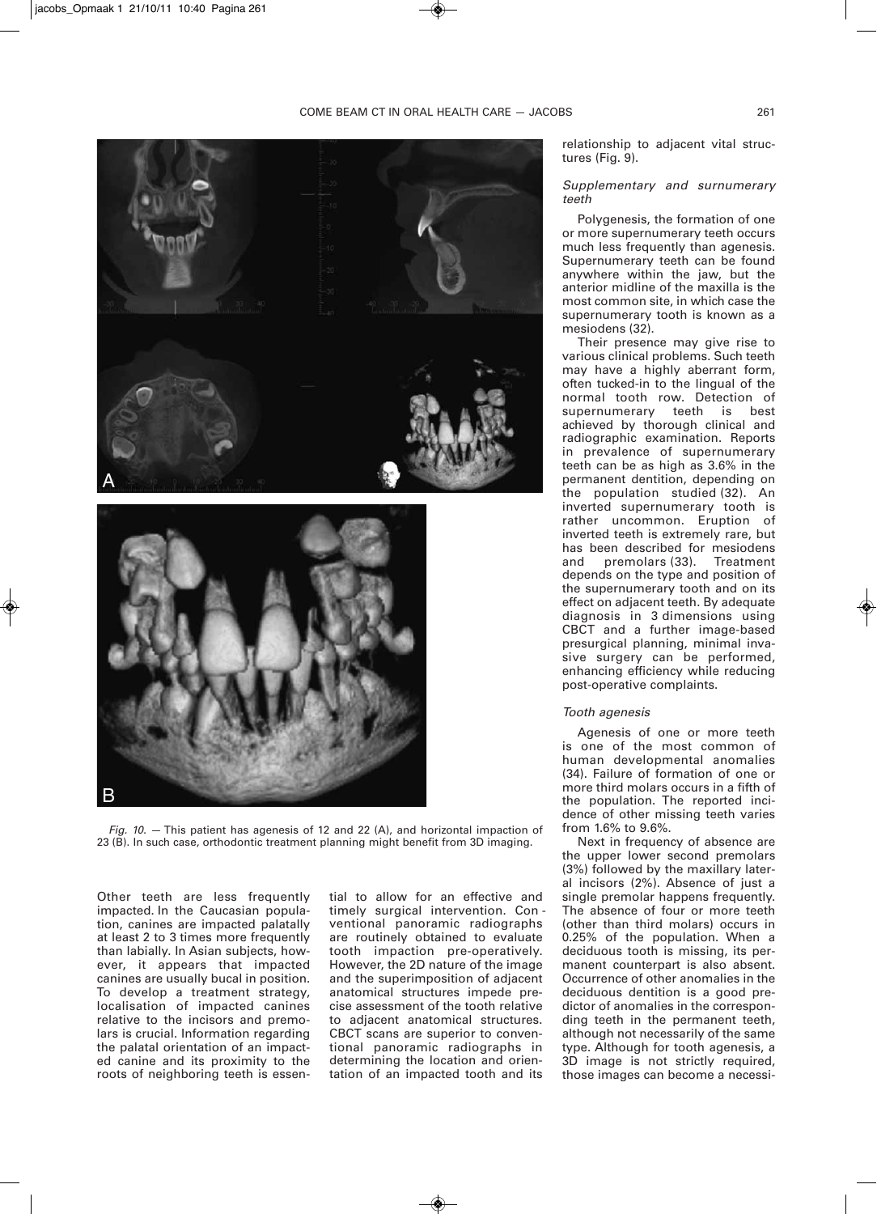Fig. 10. — This patient has agenesis of 12 and 22 (A), and horizontal impaction of 23 (B). In such case, orthodontic treatment planning might benefit from 3D imaging.

Other teeth are less frequently impacted. In the Caucasian population, canines are impacted palatally at least 2 to 3 times more frequently than labially. In Asian subjects, however, it appears that impacted canines are usually bucal in position. To develop a treatment strategy, localisation of impacted canines relative to the incisors and premolars is crucial. Information regarding the palatal orientation of an impacted canine and its proximity to the roots of neighboring teeth is essential to allow for an effective and timely surgical intervention. Conventional panoramic radiographs are routinely obtained to evaluate tooth impaction pre-operatively. However, the 2D nature of the image and the superimposition of adjacent anatomical structures impede precise assessment of the tooth relative to adjacent anatomical structures. CBCT scans are superior to conventional panoramic radiographs in determining the location and orientation of an impacted tooth and its relationship to adjacent vital structures (Fig. 9).

### *Supplementary and surnumerary teeth*

Polygenesis, the formation of one or more supernumerary teeth occurs much less frequently than agenesis. Supernumerary teeth can be found anywhere within the jaw, but the anterior midline of the maxilla is the most common site, in which case the supernumerary tooth is known as a mesiodens (32).

Their presence may give rise to various clinical problems. Such teeth may have a highly aberrant form, often tucked-in to the lingual of the normal tooth row. Detection of supernumerary teeth is best achieved by thorough clinical and radiographic examination. Reports in prevalence of supernumerary teeth can be as high as 3.6% in the permanent dentition, depending on the population studied (32). An inverted supernumerary tooth is rather uncommon. Eruption of inverted teeth is extremely rare, but has been described for mesiodens and premolars (33). Treatment depends on the type and position of the supernumerary tooth and on its effect on adjacent teeth. By adequate diagnosis in 3 dimensions using CBCT and a further image-based presurgical planning, minimal invasive surgery can be performed, enhancing efficiency while reducing post-operative complaints.

### *Tooth agenesis*

Agenesis of one or more teeth is one of the most common of human developmental anomalies (34). Failure of formation of one or more third molars occurs in a fifth of the population. The reported incidence of other missing teeth varies from 1.6% to 9.6%.

Next in frequency of absence are the upper lower second premolars (3%) followed by the maxillary lateral incisors (2%). Absence of just a single premolar happens frequently. The absence of four or more teeth (other than third molars) occurs in 0.25% of the population. When a deciduous tooth is missing, its permanent counterpart is also absent. Occurrence of other anomalies in the deciduous dentition is a good predictor of anomalies in the corresponding teeth in the permanent teeth, although not necessarily of the same type. Although for tooth agenesis, a 3D image is not strictly required, those images can become a necessi-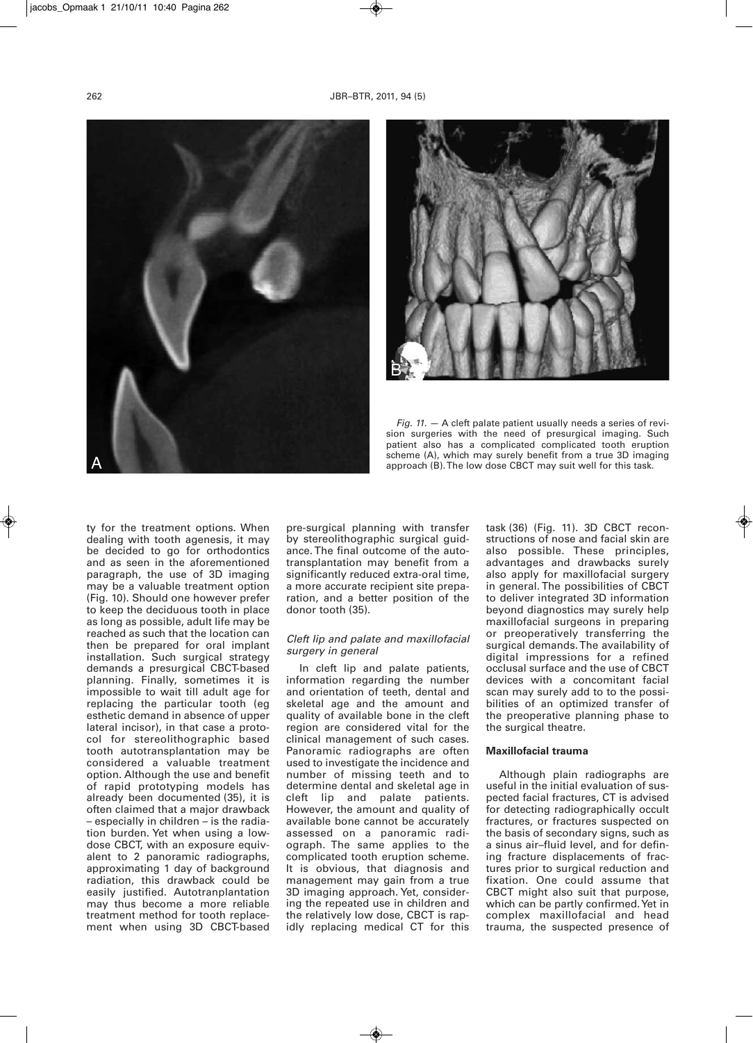*Fig. 11.* — A cleft palate patient usually needs a series of revision surgeries with the need of presurgical imaging. Such patient also has a complicated complicated tooth eruption scheme (A), which may surely benefit from a true 3D imaging approach (B). The low dose CBCT may suit well for this task.

ty for the treatment options. When dealing with tooth agenesis, it may be decided to go for orthodontics and as seen in the aforementioned paragraph, the use of 3D imaging may be a valuable treatment option (Fig. 10). Should one however prefer to keep the deciduous tooth in place as long as possible, adult life may be reached as such that the location can then be prepared for oral implant installation. Such surgical strategy demands a presurgical CBCT-based planning. Finally, sometimes it is impossible to wait till adult age for replacing the particular tooth (eg esthetic demand in absence of upper lateral incisor), in that case a protocol for stereolithographic based tooth autotransplantation may be considered a valuable treatment option. Although the use and benefit of rapid prototyping models has already been documented (35), it is often claimed that a major drawback – especially in children – is the radiation burden. Yet when using a low-dose CBCT, with an exposure equivalent to 2 panoramic radiographs, approximating 1 day of background radiation, this drawback could be easily justified. Autotranplantation may thus become a more reliable treatment method for tooth replacement when using 3D CBCT-based pre-surgical planning with transfer by stereolithographic surgical guidance. The final outcome of the autotransplantation may benefit from a significantly reduced extra-oral time, a more accurate recipient site preparation, and a better position of the donor tooth (35).

### *Cleft lip and palate and maxillofacial surgery in general*

In cleft lip and palate patients, information regarding the number and orientation of teeth, dental and skeletal age and the amount and quality of available bone in the cleft region are considered vital for the clinical management of such cases. Panoramic radiographs are often used to investigate the incidence and number of missing teeth and to determine dental and skeletal age in cleft lip and palate patients. However, the amount and quality of available bone cannot be accurately assessed on a panoramic radiograph. The same applies to the complicated tooth eruption scheme. It is obvious, that diagnosis and management may gain from a true 3D imaging approach. Yet, considering the repeated use in children and the relatively low dose, CBCT is rapidly replacing medical CT for this task (36) (Fig. 11). 3D CBCT reconstructions of nose and facial skin are also possible. These principles, advantages and drawbacks surely also apply for maxillofacial surgery in general. The possibilities of CBCT to deliver integrated 3D information beyond diagnostics may surely help maxillofacial surgeons in preparing or preoperatively transferring the surgical demands. The availability of digital impressions for a refined occlusal surface and the use of CBCT devices with a concomitant facial scan may surely add to to the possibilities of an optimized transfer of the preoperative planning phase to the surgical theatre.

### **Maxillofacial trauma**

Although plain radiographs are useful in the initial evaluation of suspected facial fractures, CT is advised for detecting radiographically occult fractures, or fractures suspected on the basis of secondary signs, such as a sinus air–fluid level, and for defining fracture displacements of fractures prior to surgical reduction and fixation. One could assume that CBCT might also suit that purpose, which can be partly confirmed. Yet in complex maxillofacial and head trauma, the suspected presence of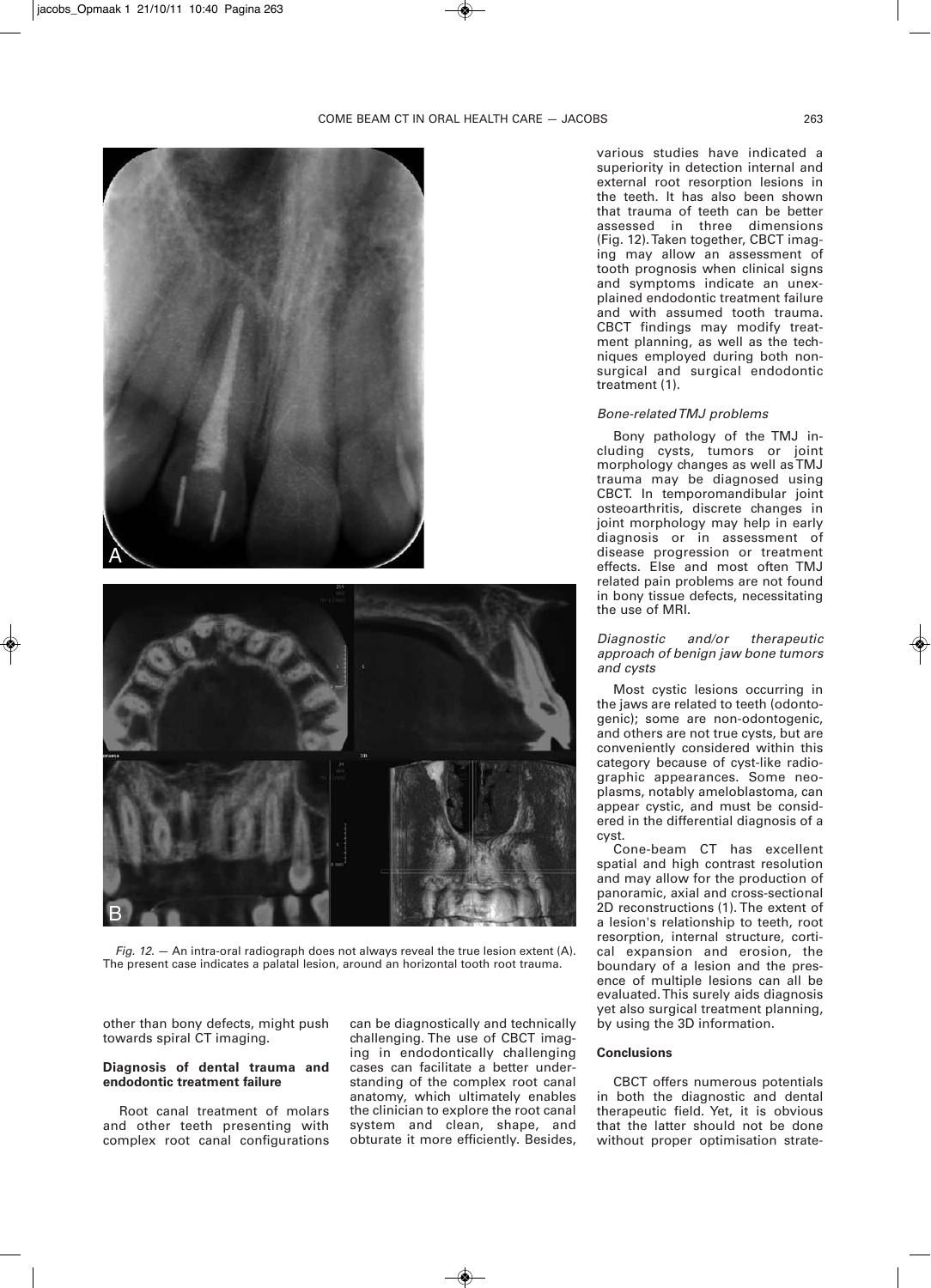*Fig. 12.* — An intra-oral radiograph does not always reveal the true lesion extent (A). The present case indicates a palatal lesion, around an horizontal tooth root trauma.

other than bony defects, might push towards spiral CT imaging.

**Diagnosis of dental trauma and endodontic treatment failure**

Root canal treatment of molars and other teeth presenting with complex root canal configurations can be diagnostically and technically challenging. The use of CBCT imaging in endodontically challenging cases can facilitate a better understanding of the complex root canal anatomy, which ultimately enables the clinician to explore the root canal system and clean, shape, and obturate it more efficiently. Besides, various studies have indicated a superiority in detection internal and external root resorption lesions in the teeth. It has also been shown that trauma of teeth can be better assessed in three dimensions (Fig. 12). Taken together, CBCT imaging may allow an assessment of tooth prognosis when clinical signs and symptoms indicate an unexplained endodontic treatment failure and with assumed tooth trauma. CBCT findings may modify treatment planning, as well as the techniques employed during both nonsurgical and surgical endodontic treatment (1).

*Bone-related TMJ problems*

Bony pathology of the TMJ including cysts, tumors or joint morphology changes as well as TMJ trauma may be diagnosed using CBCT. In temporomandibular joint osteoarthritis, discrete changes in joint morphology may help in early diagnosis or in assessment of disease progression or treatment effects. Else and most often TMJ related pain problems are not found in bony tissue defects, necessitating the use of MRI.

*Diagnostic and/or therapeutic approach of benign jaw bone tumors and cysts*

Most cystic lesions occurring in the jaws are related to teeth (odontogenic); some are non-odontogenic, and others are not true cysts, but are conveniently considered within this category because of cyst-like radiographic appearances. Some neoplasms, notably ameloblastoma, can appear cystic, and must be considered in the differential diagnosis of a cyst.

Cone-beam CT has excellent spatial and high contrast resolution and may allow for the production of panoramic, axial and cross-sectional 2D reconstructions (1). The extent of a lesion's relationship to teeth, root resorption, internal structure, cortical expansion and erosion, the boundary of a lesion and the presence of multiple lesions can all be evaluated. This surely aids diagnosis yet also surgical treatment planning, by using the 3D information.

**Conclusions**

CBCT offers numerous potentials in both the diagnostic and dental therapeutic field. Yet, it is obvious that the latter should not be done without proper optimisation strate-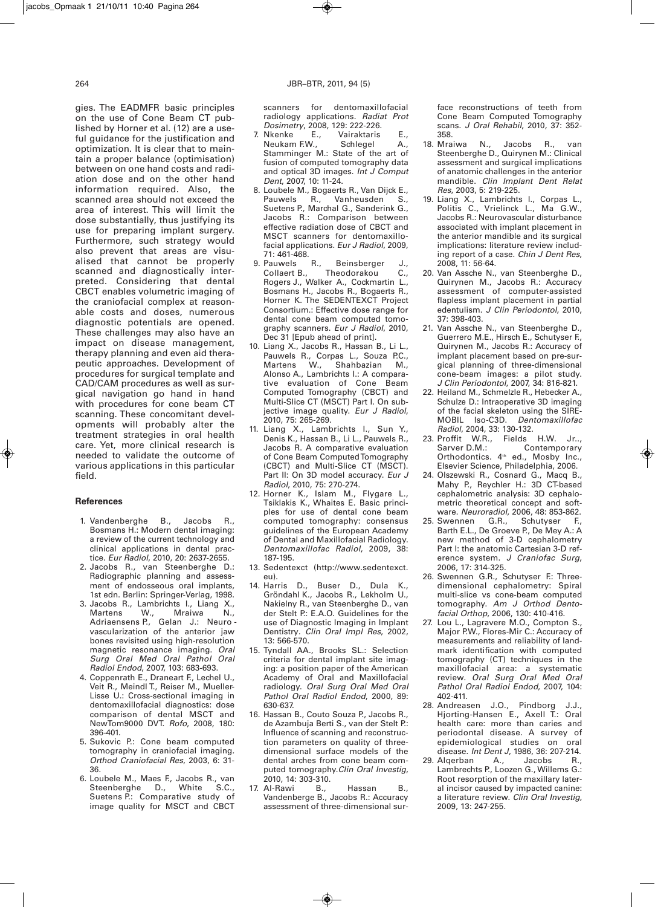gies. The EADMFR basic principles on the use of Cone Beam CT published by Horner et al. (12) are a useful guidance for the justification and optimization. It is clear that to maintain a proper balance (optimisation) between on one hand costs and radiation dose and on the other hand information required. Also, the scanned area should not exceed the area of interest. This will limit the dose substantially, thus justifying its use for preparing implant surgery. Furthermore, such strategy would also prevent that areas are visualised that cannot be properly scanned and diagnostically interpreted. Considering that dental CBCT enables volumetric imaging of the craniofacial complex at reasonable costs and doses, numerous diagnostic potentials are opened. These challenges may also have an impact on disease management, therapy planning and even aid therapeutic approaches. Development of procedures for surgical template and CAD/CAM procedures as well as surgical navigation go hand in hand with procedures for cone beam CT scanning. These concomitant developments will probably alter the treatment strategies in oral health care. Yet, more clinical research is needed to validate the outcome of various applications in this particular field.

## References

1. Vandenberghe B., Jacobs R., Bosmans H.: Modern dental imaging: a review of the current technology and clinical applications in dental practice. *Eur Radiol*, 2010, 20: 2637-2655.
2. Jacobs R., van Steenberghe D.: Radiographic planning and assessment of endosseous oral implants, 1st edn. Berlin: Springer-Verlag, 1998.
3. Jacobs R., Lambrichts I., Liang X., Martens W., Mraiwa N., Adriaensens P., Gelan J.: Neuro-vascularization of the anterior jaw bones revisited using high-resolution magnetic resonance imaging. *Oral Surg Oral Med Oral Pathol Oral Radiol Endod*, 2007, 103: 683-693.
4. Coppenrath E., Draneart F., Lechel U., Veit R., Meindl T., Reiser M., Mueller-Lisse U.: Cross-sectional imaging in dentomaxillofacial diagnostics: dose comparison of dental MSCT and NewTom9000 DVT. *Rofo*, 2008, 180: 396-401.
5. Sukovic P.: Cone beam computed tomography in craniofacial imaging. *Orthod Craniofacial Res*, 2003, 6: 31-36.
6. Loubele M., Maes F., Jacobs R., van Steenberghe D., White S.C., Suetens P.: Comparative study of image quality for MSCT and CBCT scanners for dentomaxillofacial radiology applications. *Radiat Prot Dosimetry*, 2008, 129: 222-226.
7. Nkenke E., Vairaktaris E., Neukam F.W., Schlegel A., Stamminger M.: State of the art of fusion of computed tomography data and optical 3D images. *Int J Comput Dent*, 2007, 10: 11-24.
8. Loubele M., Bogaerts R., Van Dijck E., Pauwels R., Vanheusden S., Suetens P., Marchal G., Sanderink G., Jacobs R.: Comparison between effective radiation dose of CBCT and MSCT scanners for dentomaxillofacial applications. *Eur J Radiol*, 2009, 71: 461-468.
9. Pauwels R., Beinsberger J., Collaert B., Theodorakou C., Rogers J., Walker A., Cockmartin L., Bosmans H., Jacobs R., Bogaerts R., Horner K. The SEDENTEXCT Project Consortium.: Effective dose range for dental cone beam computed tomography scanners. *Eur J Radiol*, 2010, Dec 31 [Epub ahead of print].
10. Liang X., Jacobs R., Hassan B., Li L., Pauwels R., Corpas L., Souza P.C., Martens W., Shahbazian M., Alonso A., Lambrichts I.: A comparative evaluation of Cone Beam Computed Tomography (CBCT) and Multi-Slice CT (MSCT) Part I. On subjective image quality. *Eur J Radiol*, 2010, 75: 265-269.
11. Liang X., Lambrichts I., Sun Y., Denis K., Hassan B., Li L., Pauwels R., Jacobs R. A comparative evaluation of Cone Beam Computed Tomography (CBCT) and Multi-Slice CT (MSCT). Part II: On 3D model accuracy. *Eur J Radiol*, 2010, 75: 270-274.
12. Horner K., Islam M., Flygare L., Tsiklakis K., Whaites E. Basic principles for use of dental cone beam computed tomography: consensus guidelines of the European Academy of Dental and Maxillofacial Radiology. *Dentomaxillofac Radiol*, 2009, 38: 187-195.
13. Sedentexct (http://www.sedentexct.eu).
14. Harris D., Buser D., Dula K., Gröndahl K., Jacobs R., Lekholm U., Nakielny R., van Steenberghe D., van der Stelt P.: E.A.O. Guidelines for the use of Diagnostic Imaging in Implant Dentistry. *Clin Oral Impl Res*, 2002, 13: 566-570.
15. Tyndall AA., Brooks SL.: Selection criteria for dental implant site imaging: a position paper of the American Academy of Oral and Maxillofacial radiology. *Oral Surg Oral Med Oral Pathol Oral Radiol Endod*, 2000, 89: 630-637.
16. Hassan B., Couto Souza P., Jacobs R., de Azambuja Berti S., van der Stelt P.: Influence of scanning and reconstruction parameters on quality of three-dimensional surface models of the dental arches from cone beam computed tomography. *Clin Oral Investig*, 2010, 14: 303-310.
17. Al-Rawi B., Hassan B., Vandenberge B., Jacobs R.: Accuracy assessment of three-dimensional surface reconstructions of teeth from Cone Beam Computed Tomography scans. *J Oral Rehabil*, 2010, 37: 352-358.
18. Mraiwa N., Jacobs R., van Steenberghe D., Quirynen M.: Clinical assessment and surgical implications of anatomic challenges in the anterior mandible. *Clin Implant Dent Relat Res*, 2003, 5: 219-225.
19. Liang X., Lambrichts I., Corpas L., Politis C., Vrielinck L., Ma G.W., Jacobs R.: Neurovascular disturbance associated with implant placement in the anterior mandible and its surgical implications: literature review including report of a case. *Chin J Dent Res*, 2008, 11: 56-64.
20. Van Assche N., van Steenberghe D., Quirynen M., Jacobs R.: Accuracy assessment of computer-assisted flapless implant placement in partial edentulism. *J Clin Periodontol*, 2010, 37: 398-403.
21. Van Assche N., van Steenberghe D., Guerrero M.E., Hirsch E., Schutyser F., Quirynen M., Jacobs R.: Accuracy of implant placement based on pre-surgical planning of three-dimensional cone-beam images: a pilot study. *J Clin Periodontol*, 2007, 34: 816-821.
22. Heiland M., Schmelzle R., Hebecker A., Schulze D.: Intraoperative 3D imaging of the facial skeleton using the SIREMOBIL Iso-C3D. *Dentomaxillofac Radiol*, 2004, 33: 130-132.
23. Proffit W.R., Fields H.W. Jr.., Sarver D.M.: Contemporary Orthodontics. 4th ed., Mosby Inc., Elsevier Science, Philadelphia, 2006.
24. Olszewski R., Cosnard G., Macq B., Mahy P., Reychler H.: 3D CT-based cephalometric analysis: 3D cephalometric theoretical concept and software. *Neuroradiol*, 2006, 48: 853-862.
25. Swennen G.R., Schutyser F., Barth E.L., De Groeve P., De Mey A.: A new method of 3-D cephalometry Part I: the anatomic Cartesian 3-D reference system. *J Craniofac Surg*, 2006, 17: 314-325.
26. Swennen G.R., Schutyser F.: Three-dimensional cephalometry: Spiral multi-slice vs cone-beam computed tomography. *Am J Orthod Dentofacial Orthop*, 2006, 130: 410-416.
27. Lou L., Lagravere M.O., Compton S., Major P.W., Flores-Mir C.: Accuracy of measurements and reliability of landmark identification with computed tomography (CT) techniques in the maxillofacial area: a systematic review. *Oral Surg Oral Med Oral Pathol Oral Radiol Endod*, 2007, 104: 402-411.
28. Andreasen J.O., Pindborg J.J., Hjorting-Hansen E., Axell T.: Oral health care: more than caries and periodontal disease. A survey of epidemiological studies on oral disease. *Int Dent J*, 1986, 36: 207-214.
29. Alqerban A., Jacobs R., Lambrechts P., Loozen G., Willems G.: Root resorption of the maxillary lateral incisor caused by impacted canine: a literature review. *Clin Oral Investig*, 2009, 13: 247-255.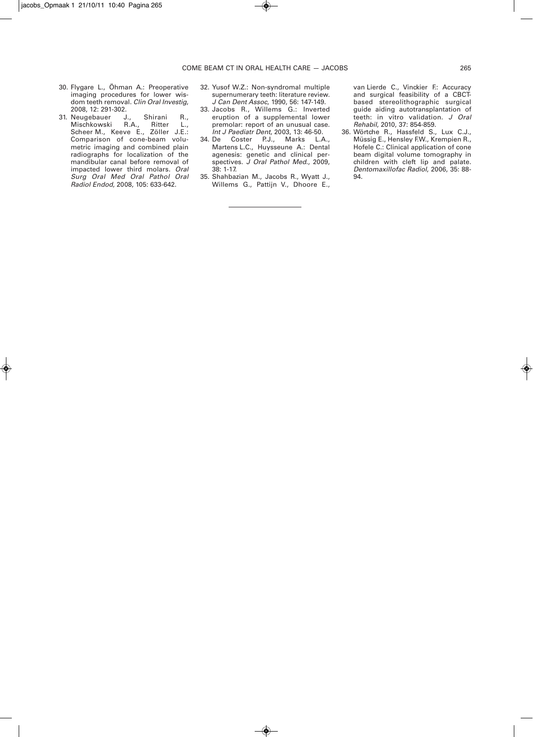30. Flygare L., Öhman A.: Preoperative imaging procedures for lower wisdom teeth removal. *Clin Oral Investig*, 2008, 12: 291-302.
31. Neugebauer J., Shirani R., Mischkowski R.A., Ritter L., Scheer M., Keeve E., Zöller J.E.: Comparison of cone-beam volumetric imaging and combined plain radiographs for localization of the mandibular canal before removal of impacted lower third molars. *Oral Surg Oral Med Oral Pathol Oral Radiol Endod*, 2008, 105: 633-642.
32. Yusof W.Z.: Non-syndromal multiple supernumerary teeth: literature review. *J Can Dent Assoc*, 1990, 56: 147-149.
33. Jacobs R., Willems G.: Inverted eruption of a supplemental lower premolar: report of an unusual case. *Int J Paediatr Dent*, 2003, 13: 46-50.
34. De Coster P.J., Marks L.A., Martens L.C., Huysseune A.: Dental agenesis: genetic and clinical perspectives. *J Oral Pathol Med.*, 2009, 38: 1-17.
35. Shahbazian M., Jacobs R., Wyatt J., Willems G., Pattijn V., Dhoore E., van Lierde C., Vinckier F.: Accuracy and surgical feasibility of a CBCT-based stereolithographic surgical guide aiding autotransplantation of teeth: in vitro validation. *J Oral Rehabil*, 2010, 37: 854-859.
36. Wörtche R., Hassfeld S., Lux C.J., Müssig E., Hensley F.W., Krempien R., Hofele C.: Clinical application of cone beam digital volume tomography in children with cleft lip and palate. *Dentomaxillofac Radiol*, 2006, 35: 88-94.